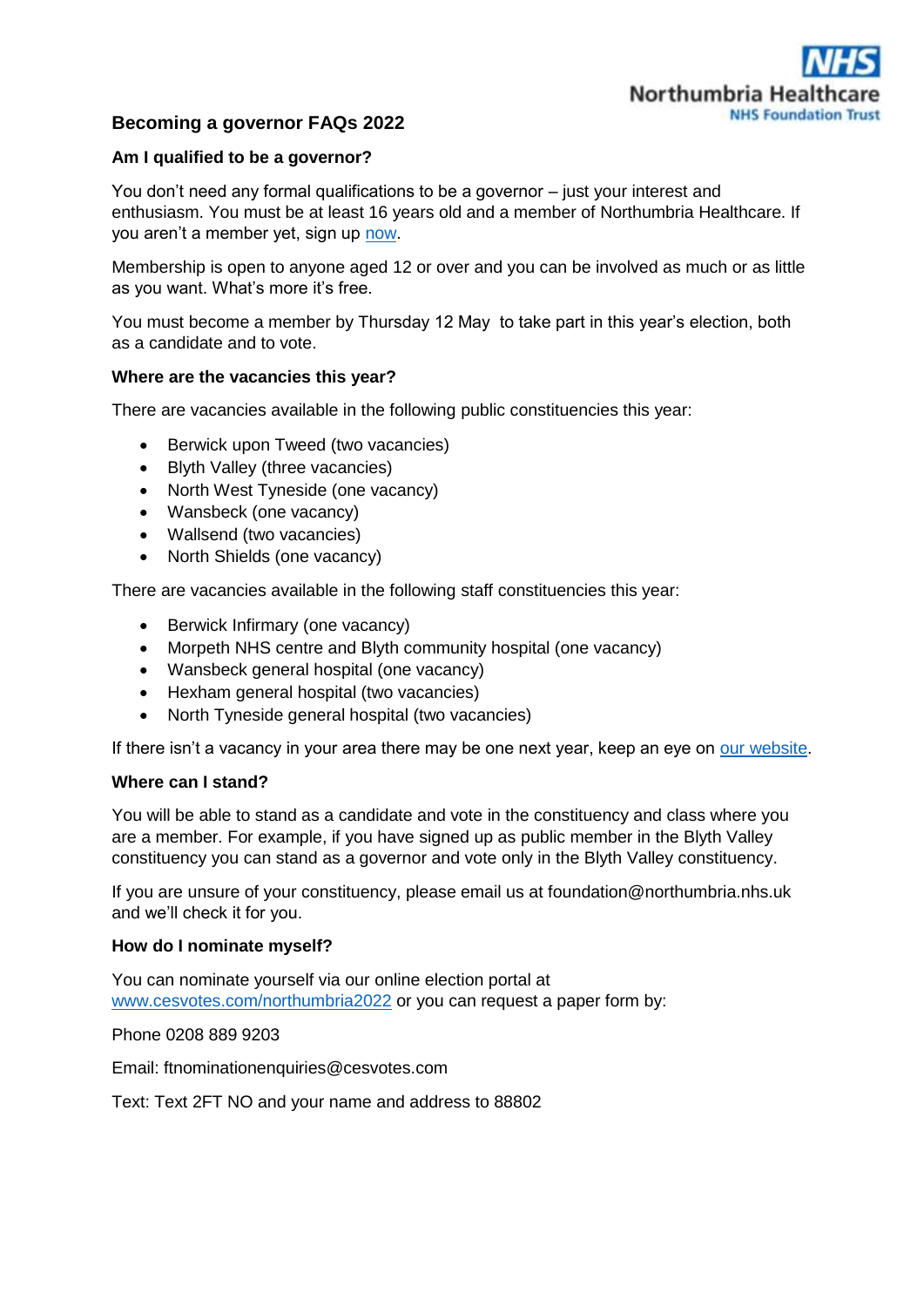NHS Northumbria Healthcare NHS Foundation Trust

# Becoming a governor FAQs 2022

### Am I qualified to be a governor?

You don't need any formal qualifications to be a governor – just your interest and enthusiasm. You must be at least 16 years old and a member of Northumbria Healthcare. If you aren't a member yet, sign up now.

Membership is open to anyone aged 12 or over and you can be involved as much or as little as you want. What's more it's free.

You must become a member by Thursday 12 May to take part in this year's election, both as a candidate and to vote.

### Where are the vacancies this year?

There are vacancies available in the following public constituencies this year:

- Berwick upon Tweed (two vacancies)
- Blyth Valley (three vacancies)
- North West Tyneside (one vacancy)
- Wansbeck (one vacancy)
- Wallsend (two vacancies)
- North Shields (one vacancy)

There are vacancies available in the following staff constituencies this year:

- Berwick Infirmary (one vacancy)
- Morpeth NHS centre and Blyth community hospital (one vacancy)
- Wansbeck general hospital (one vacancy)
- Hexham general hospital (two vacancies)
- North Tyneside general hospital (two vacancies)

If there isn't a vacancy in your area there may be one next year, keep an eye on our website.

### Where can I stand?

You will be able to stand as a candidate and vote in the constituency and class where you are a member. For example, if you have signed up as public member in the Blyth Valley constituency you can stand as a governor and vote only in the Blyth Valley constituency.

If you are unsure of your constituency, please email us at foundation@northumbria.nhs.uk and we'll check it for you.

### How do I nominate myself?

You can nominate yourself via our online election portal at www.cesvotes.com/northumbria2022 or you can request a paper form by:

Phone 0208 889 9203

Email: ftnominationenquiries@cesvotes.com

Text: Text 2FT NO and your name and address to 88802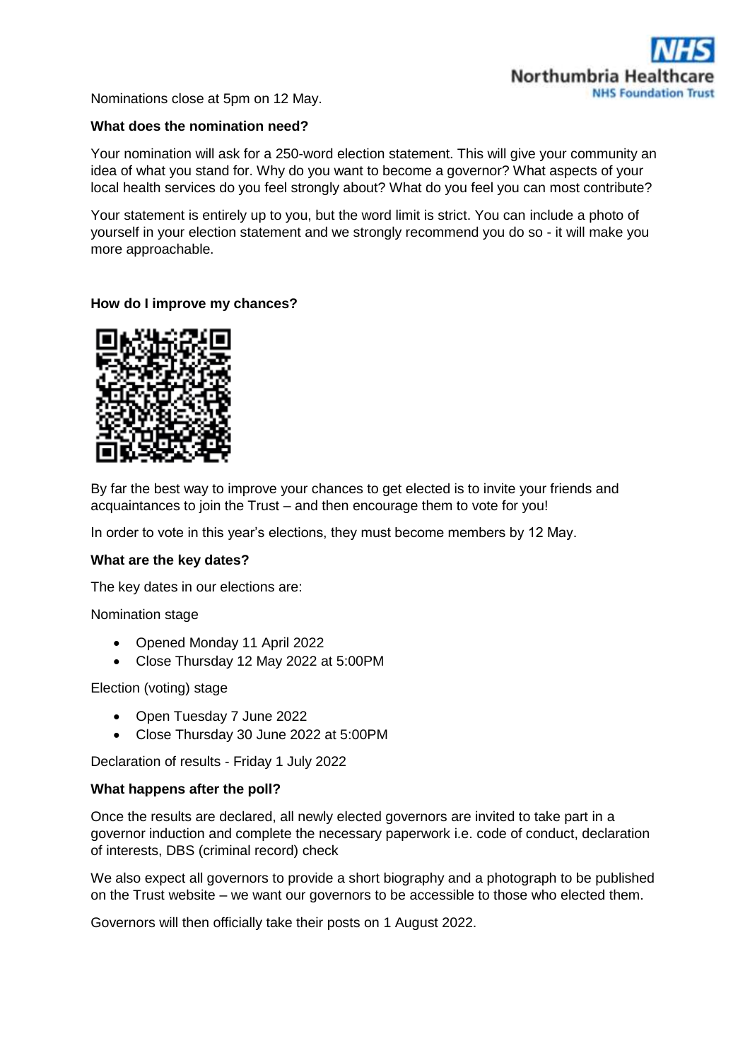Nominations close at 5pm on 12 May.

**What does the nomination need?**

Your nomination will ask for a 250-word election statement. This will give your community an idea of what you stand for. Why do you want to become a governor? What aspects of your local health services do you feel strongly about? What do you feel you can most contribute?

Your statement is entirely up to you, but the word limit is strict. You can include a photo of yourself in your election statement and we strongly recommend you do so - it will make you more approachable.

**How do I improve my chances?**

By far the best way to improve your chances to get elected is to invite your friends and acquaintances to join the Trust – and then encourage them to vote for you!

In order to vote in this year's elections, they must become members by 12 May.

**What are the key dates?**

The key dates in our elections are:

Nomination stage

- Opened Monday 11 April 2022
- Close Thursday 12 May 2022 at 5:00PM

Election (voting) stage

- Open Tuesday 7 June 2022
- Close Thursday 30 June 2022 at 5:00PM

Declaration of results - Friday 1 July 2022

**What happens after the poll?**

Once the results are declared, all newly elected governors are invited to take part in a governor induction and complete the necessary paperwork i.e. code of conduct, declaration of interests, DBS (criminal record) check

We also expect all governors to provide a short biography and a photograph to be published on the Trust website – we want our governors to be accessible to those who elected them.

Governors will then officially take their posts on 1 August 2022.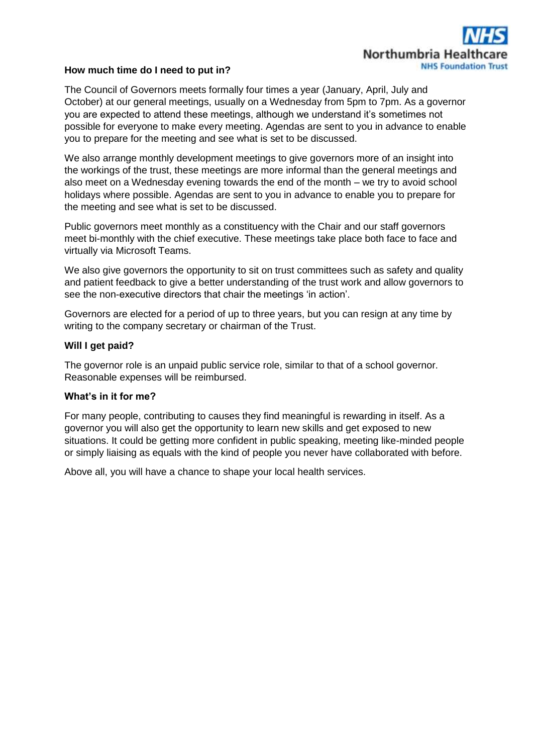**How much time do I need to put in?**

The Council of Governors meets formally four times a year (January, April, July and October) at our general meetings, usually on a Wednesday from 5pm to 7pm. As a governor you are expected to attend these meetings, although we understand it's sometimes not possible for everyone to make every meeting. Agendas are sent to you in advance to enable you to prepare for the meeting and see what is set to be discussed.

We also arrange monthly development meetings to give governors more of an insight into the workings of the trust, these meetings are more informal than the general meetings and also meet on a Wednesday evening towards the end of the month – we try to avoid school holidays where possible. Agendas are sent to you in advance to enable you to prepare for the meeting and see what is set to be discussed.

Public governors meet monthly as a constituency with the Chair and our staff governors meet bi-monthly with the chief executive. These meetings take place both face to face and virtually via Microsoft Teams.

We also give governors the opportunity to sit on trust committees such as safety and quality and patient feedback to give a better understanding of the trust work and allow governors to see the non-executive directors that chair the meetings 'in action'.

Governors are elected for a period of up to three years, but you can resign at any time by writing to the company secretary or chairman of the Trust.

**Will I get paid?**

The governor role is an unpaid public service role, similar to that of a school governor. Reasonable expenses will be reimbursed.

**What's in it for me?**

For many people, contributing to causes they find meaningful is rewarding in itself. As a governor you will also get the opportunity to learn new skills and get exposed to new situations. It could be getting more confident in public speaking, meeting like-minded people or simply liaising as equals with the kind of people you never have collaborated with before.

Above all, you will have a chance to shape your local health services.